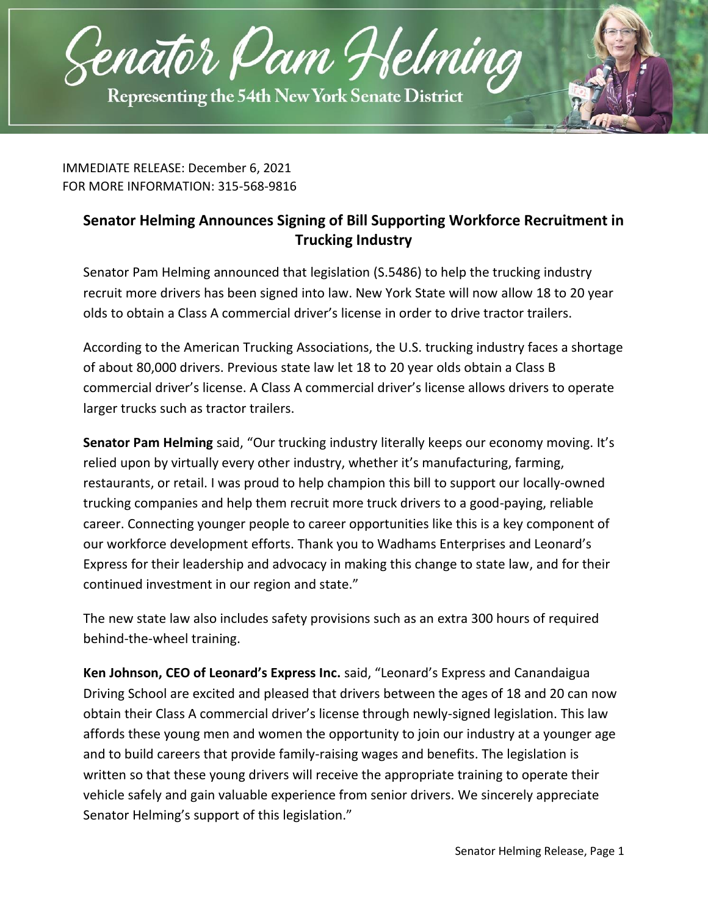# Senator Pam Helming

Representing the 54th New York Senate District

IMMEDIATE RELEASE: December 6, 2021
FOR MORE INFORMATION: 315-568-9816

## Senator Helming Announces Signing of Bill Supporting Workforce Recruitment in Trucking Industry

Senator Pam Helming announced that legislation (S.5486) to help the trucking industry recruit more drivers has been signed into law. New York State will now allow 18 to 20 year olds to obtain a Class A commercial driver's license in order to drive tractor trailers.

According to the American Trucking Associations, the U.S. trucking industry faces a shortage of about 80,000 drivers. Previous state law let 18 to 20 year olds obtain a Class B commercial driver's license. A Class A commercial driver's license allows drivers to operate larger trucks such as tractor trailers.

**Senator Pam Helming** said, "Our trucking industry literally keeps our economy moving. It's relied upon by virtually every other industry, whether it's manufacturing, farming, restaurants, or retail. I was proud to help champion this bill to support our locally-owned trucking companies and help them recruit more truck drivers to a good-paying, reliable career. Connecting younger people to career opportunities like this is a key component of our workforce development efforts. Thank you to Wadhams Enterprises and Leonard's Express for their leadership and advocacy in making this change to state law, and for their continued investment in our region and state."

The new state law also includes safety provisions such as an extra 300 hours of required behind-the-wheel training.

**Ken Johnson, CEO of Leonard's Express Inc.** said, "Leonard's Express and Canandaigua Driving School are excited and pleased that drivers between the ages of 18 and 20 can now obtain their Class A commercial driver's license through newly-signed legislation. This law affords these young men and women the opportunity to join our industry at a younger age and to build careers that provide family-raising wages and benefits. The legislation is written so that these young drivers will receive the appropriate training to operate their vehicle safely and gain valuable experience from senior drivers. We sincerely appreciate Senator Helming's support of this legislation."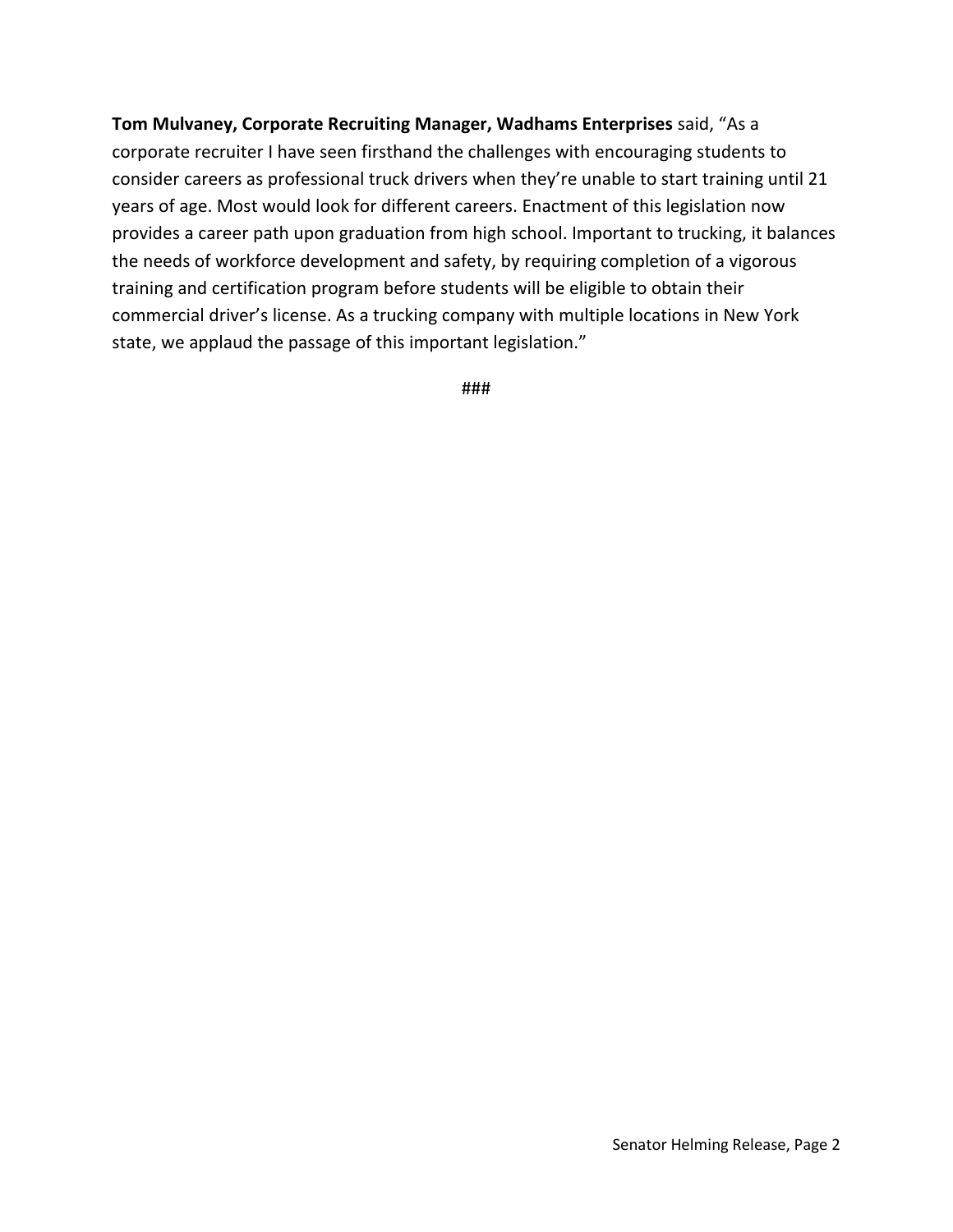**Tom Mulvaney, Corporate Recruiting Manager, Wadhams Enterprises** said, "As a corporate recruiter I have seen firsthand the challenges with encouraging students to consider careers as professional truck drivers when they're unable to start training until 21 years of age. Most would look for different careers. Enactment of this legislation now provides a career path upon graduation from high school. Important to trucking, it balances the needs of workforce development and safety, by requiring completion of a vigorous training and certification program before students will be eligible to obtain their commercial driver's license. As a trucking company with multiple locations in New York state, we applaud the passage of this important legislation."

###